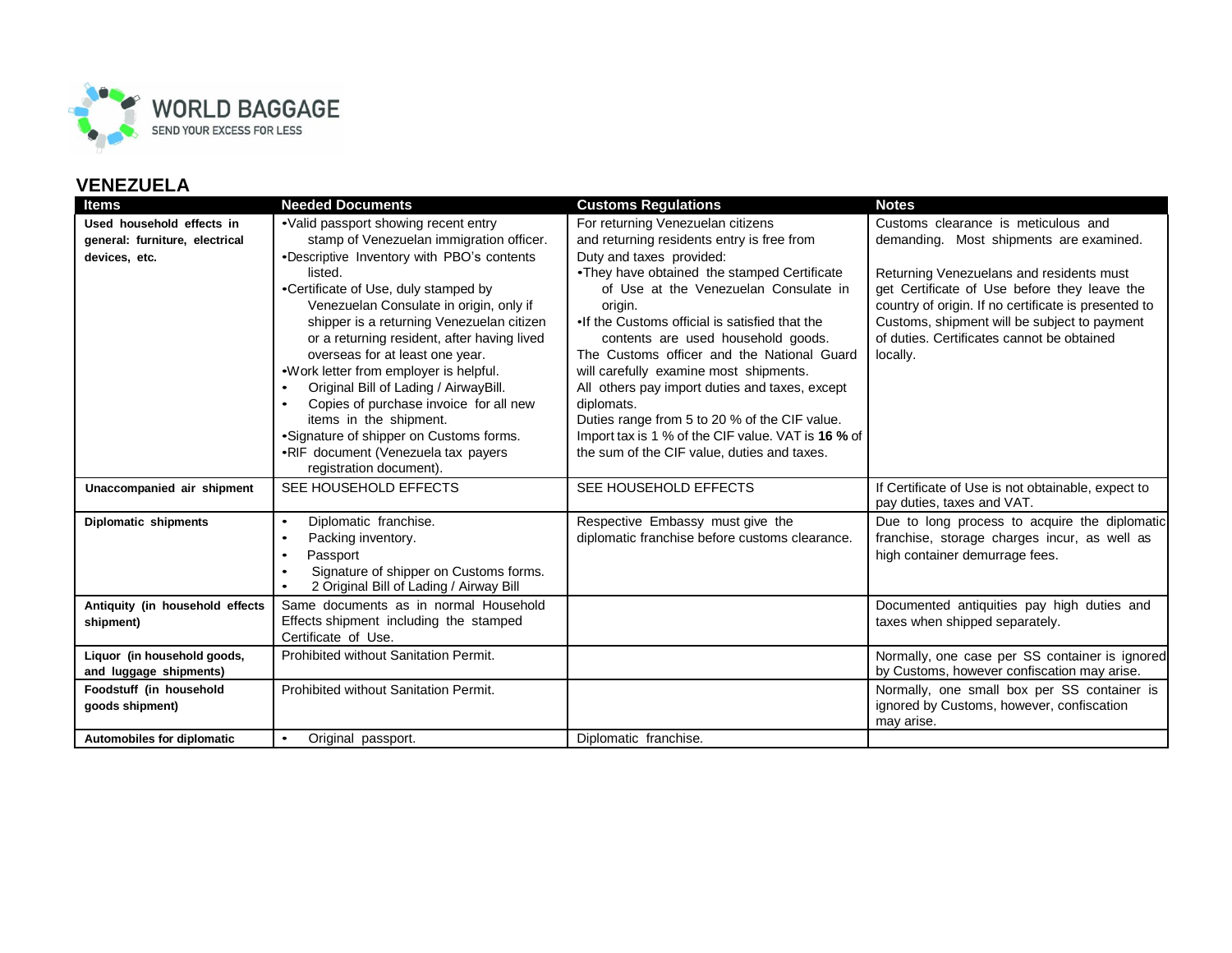WORLD BAGGAGE
SEND YOUR EXCESS FOR LESS

## VENEZUELA

| Items | Needed Documents | Customs Regulations | Notes |
|---|---|---|---|
| **Used household effects in general: furniture, electrical devices, etc.** | •Valid passport showing recent entry stamp of Venezuelan immigration officer.<br>•Descriptive Inventory with PBO's contents listed.<br>•Certificate of Use, duly stamped by Venezuelan Consulate in origin, only if shipper is a returning Venezuelan citizen or a returning resident, after having lived overseas for at least one year.<br>•Work letter from employer is helpful.<br>• Original Bill of Lading / AirwayBill.<br>• Copies of purchase invoice for all new items in the shipment.<br>•Signature of shipper on Customs forms.<br>•RIF document (Venezuela tax payers registration document). | For returning Venezuelan citizens and returning residents entry is free from Duty and taxes provided:<br>•They have obtained the stamped Certificate of Use at the Venezuelan Consulate in origin.<br>•If the Customs official is satisfied that the contents are used household goods.<br>The Customs officer and the National Guard will carefully examine most shipments.<br>All others pay import duties and taxes, except diplomats.<br>Duties range from 5 to 20 % of the CIF value.<br>Import tax is 1 % of the CIF value. VAT is **16 %** of the sum of the CIF value, duties and taxes. | Customs clearance is meticulous and demanding. Most shipments are examined.<br><br>Returning Venezuelans and residents must get Certificate of Use before they leave the country of origin. If no certificate is presented to Customs, shipment will be subject to payment of duties. Certificates cannot be obtained locally. |
| **Unaccompanied air shipment** | SEE HOUSEHOLD EFFECTS | SEE HOUSEHOLD EFFECTS | If Certificate of Use is not obtainable, expect to pay duties, taxes and VAT. |
| **Diplomatic shipments** | • Diplomatic franchise.<br>• Packing inventory.<br>• Passport<br>• Signature of shipper on Customs forms.<br>• 2 Original Bill of Lading / Airway Bill | Respective Embassy must give the diplomatic franchise before customs clearance. | Due to long process to acquire the diplomatic franchise, storage charges incur, as well as high container demurrage fees. |
| **Antiquity (in household effects shipment)** | Same documents as in normal Household Effects shipment including the stamped Certificate of Use. | | Documented antiquities pay high duties and taxes when shipped separately. |
| **Liquor (in household goods, and luggage shipments)** | Prohibited without Sanitation Permit. | | Normally, one case per SS container is ignored by Customs, however confiscation may arise. |
| **Foodstuff (in household goods shipment)** | Prohibited without Sanitation Permit. | | Normally, one small box per SS container is ignored by Customs, however, confiscation may arise. |
| **Automobiles for diplomatic** | • Original passport. | Diplomatic franchise. | |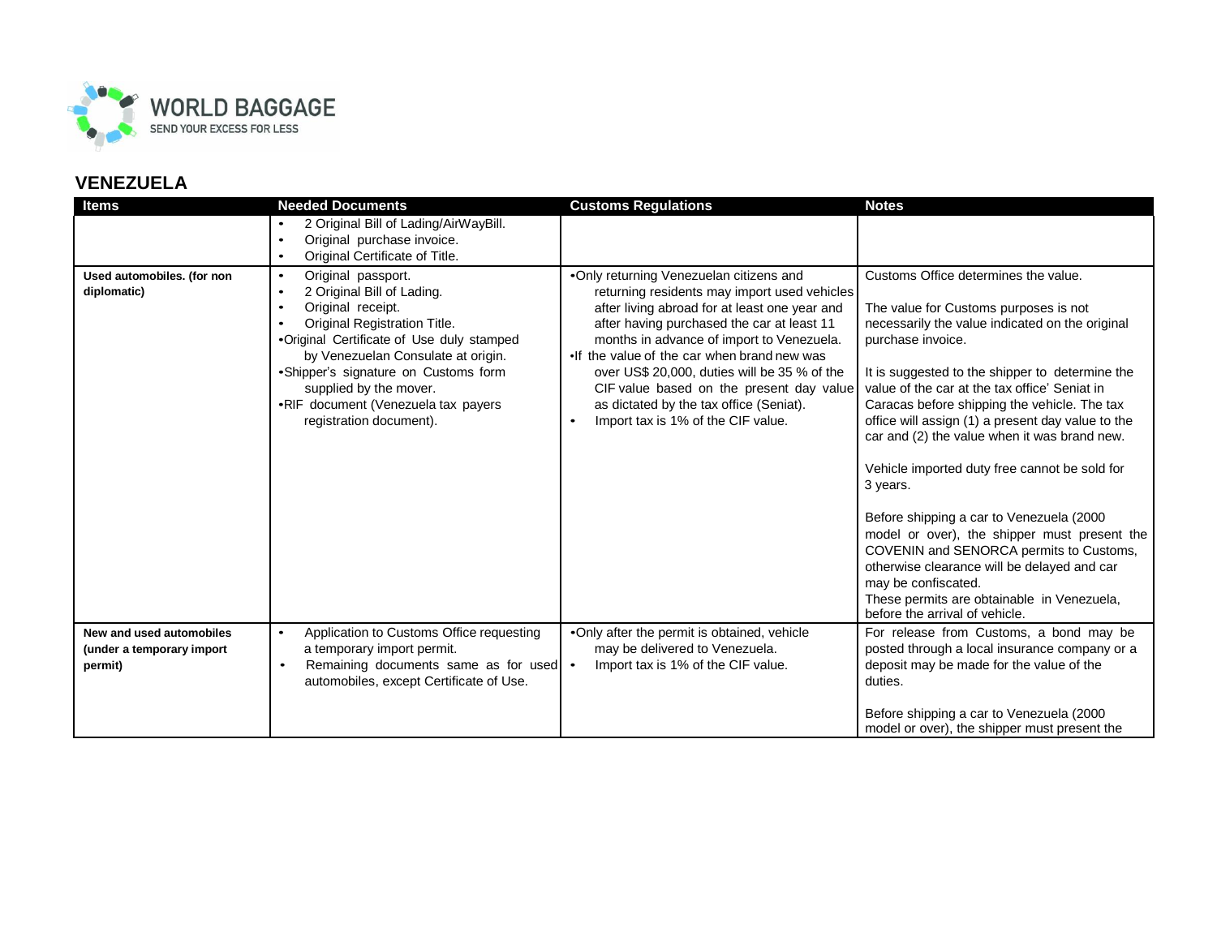## VENEZUELA

| Items | Needed Documents | Customs Regulations | Notes |
|---|---|---|---|
| | • 2 Original Bill of Lading/AirWayBill.<br>• Original purchase invoice.<br>• Original Certificate of Title. | | |
| **Used automobiles. (for non diplomatic)** | • Original passport.<br>• 2 Original Bill of Lading.<br>• Original receipt.<br>• Original Registration Title.<br>• Original Certificate of Use duly stamped by Venezuelan Consulate at origin.<br>• Shipper's signature on Customs form supplied by the mover.<br>• RIF document (Venezuela tax payers registration document). | • Only returning Venezuelan citizens and returning residents may import used vehicles after living abroad for at least one year and after having purchased the car at least 11 months in advance of import to Venezuela.<br>• If the value of the car when brand new was over US$ 20,000, duties will be 35 % of the CIF value based on the present day value as dictated by the tax office (Seniat).<br>• Import tax is 1% of the CIF value. | Customs Office determines the value.<br><br>The value for Customs purposes is not necessarily the value indicated on the original purchase invoice.<br><br>It is suggested to the shipper to determine the value of the car at the tax office' Seniat in Caracas before shipping the vehicle. The tax office will assign (1) a present day value to the car and (2) the value when it was brand new.<br><br>Vehicle imported duty free cannot be sold for 3 years.<br><br>Before shipping a car to Venezuela (2000 model or over), the shipper must present the COVENIN and SENORCA permits to Customs, otherwise clearance will be delayed and car may be confiscated.<br>These permits are obtainable in Venezuela, before the arrival of vehicle. |
| **New and used automobiles (under a temporary import permit)** | • Application to Customs Office requesting a temporary import permit.<br>• Remaining documents same as for used automobiles, except Certificate of Use. | • Only after the permit is obtained, vehicle may be delivered to Venezuela.<br>• Import tax is 1% of the CIF value. | For release from Customs, a bond may be posted through a local insurance company or a deposit may be made for the value of the duties.<br><br>Before shipping a car to Venezuela (2000 model or over), the shipper must present the |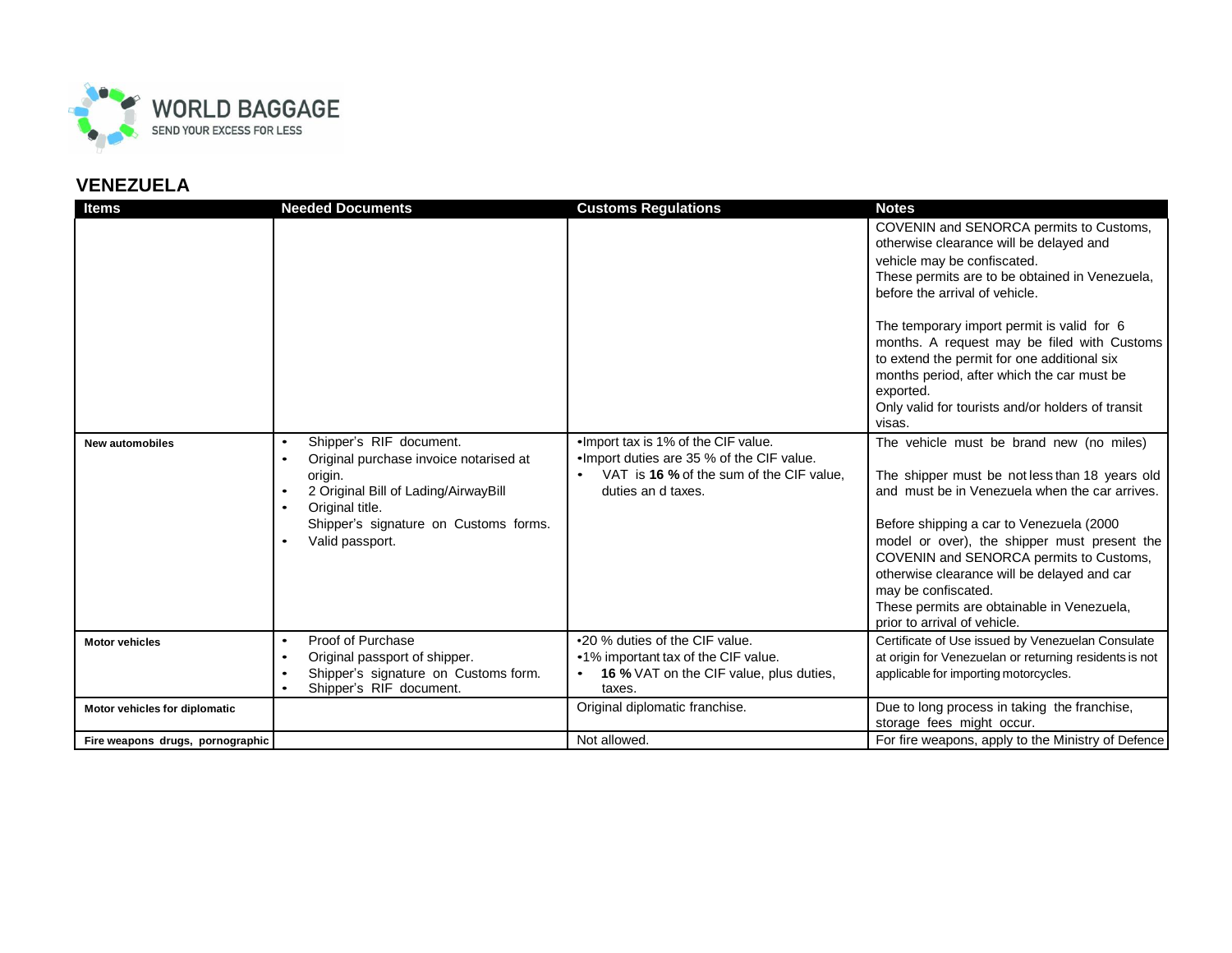## VENEZUELA

| Items | Needed Documents | Customs Regulations | Notes |
| --- | --- | --- | --- |
| | | | COVENIN and SENORCA permits to Customs, otherwise clearance will be delayed and vehicle may be confiscated.<br>These permits are to be obtained in Venezuela, before the arrival of vehicle.<br><br>The temporary import permit is valid for 6 months. A request may be filed with Customs to extend the permit for one additional six months period, after which the car must be exported.<br>Only valid for tourists and/or holders of transit visas. |
| **New automobiles** | • Shipper's RIF document.<br>• Original purchase invoice notarised at origin.<br>• 2 Original Bill of Lading/AirwayBill<br>• Original title.<br>Shipper's signature on Customs forms.<br>• Valid passport. | •Import tax is 1% of the CIF value.<br>•Import duties are 35 % of the CIF value.<br>• VAT is **16 %** of the sum of the CIF value, duties an d taxes. | The vehicle must be brand new (no miles)<br><br>The shipper must be not less than 18 years old and must be in Venezuela when the car arrives.<br><br>Before shipping a car to Venezuela (2000 model or over), the shipper must present the COVENIN and SENORCA permits to Customs, otherwise clearance will be delayed and car may be confiscated.<br>These permits are obtainable in Venezuela, prior to arrival of vehicle. |
| **Motor vehicles** | • Proof of Purchase<br>• Original passport of shipper.<br>• Shipper's signature on Customs form.<br>• Shipper's RIF document. | •20 % duties of the CIF value.<br>•1% important tax of the CIF value.<br>• **16 %** VAT on the CIF value, plus duties, taxes. | Certificate of Use issued by Venezuelan Consulate at origin for Venezuelan or returning residents is not applicable for importing motorcycles. |
| **Motor vehicles for diplomatic** | | Original diplomatic franchise. | Due to long process in taking the franchise, storage fees might occur. |
| **Fire weapons drugs, pornographic** | | Not allowed. | For fire weapons, apply to the Ministry of Defence |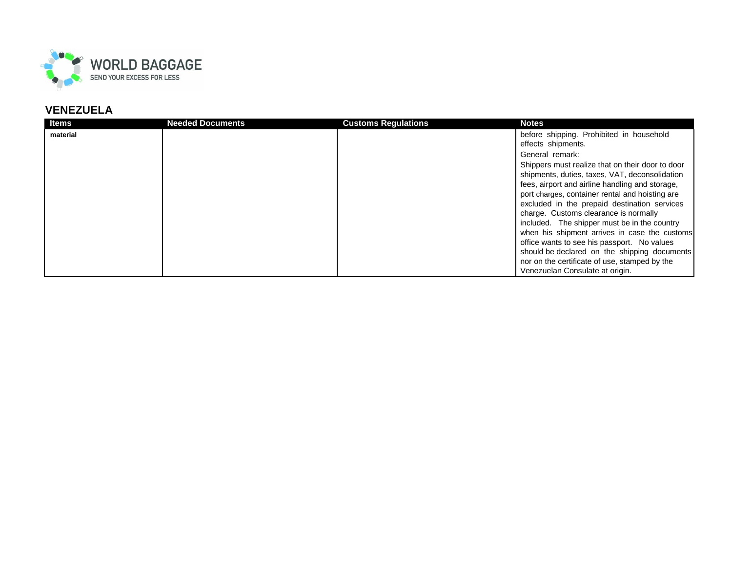## VENEZUELA

| Items | Needed Documents | Customs Regulations | Notes |
| --- | --- | --- | --- |
| **material** | | | before shipping. Prohibited in household effects shipments. General remark: Shippers must realize that on their door to door shipments, duties, taxes, VAT, deconsolidation fees, airport and airline handling and storage, port charges, container rental and hoisting are excluded in the prepaid destination services charge. Customs clearance is normally included. The shipper must be in the country when his shipment arrives in case the customs office wants to see his passport. No values should be declared on the shipping documents nor on the certificate of use, stamped by the Venezuelan Consulate at origin. |